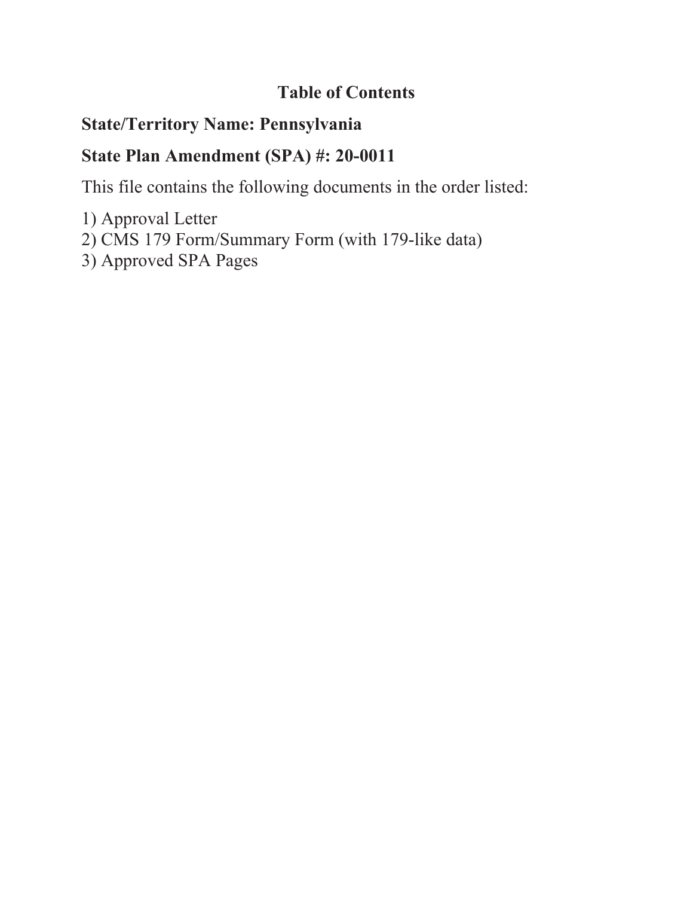# Table of Contents

**State/Territory Name: Pennsylvania**

**State Plan Amendment (SPA) #: 20-0011**

This file contains the following documents in the order listed:

1) Approval Letter
2) CMS 179 Form/Summary Form (with 179-like data)
3) Approved SPA Pages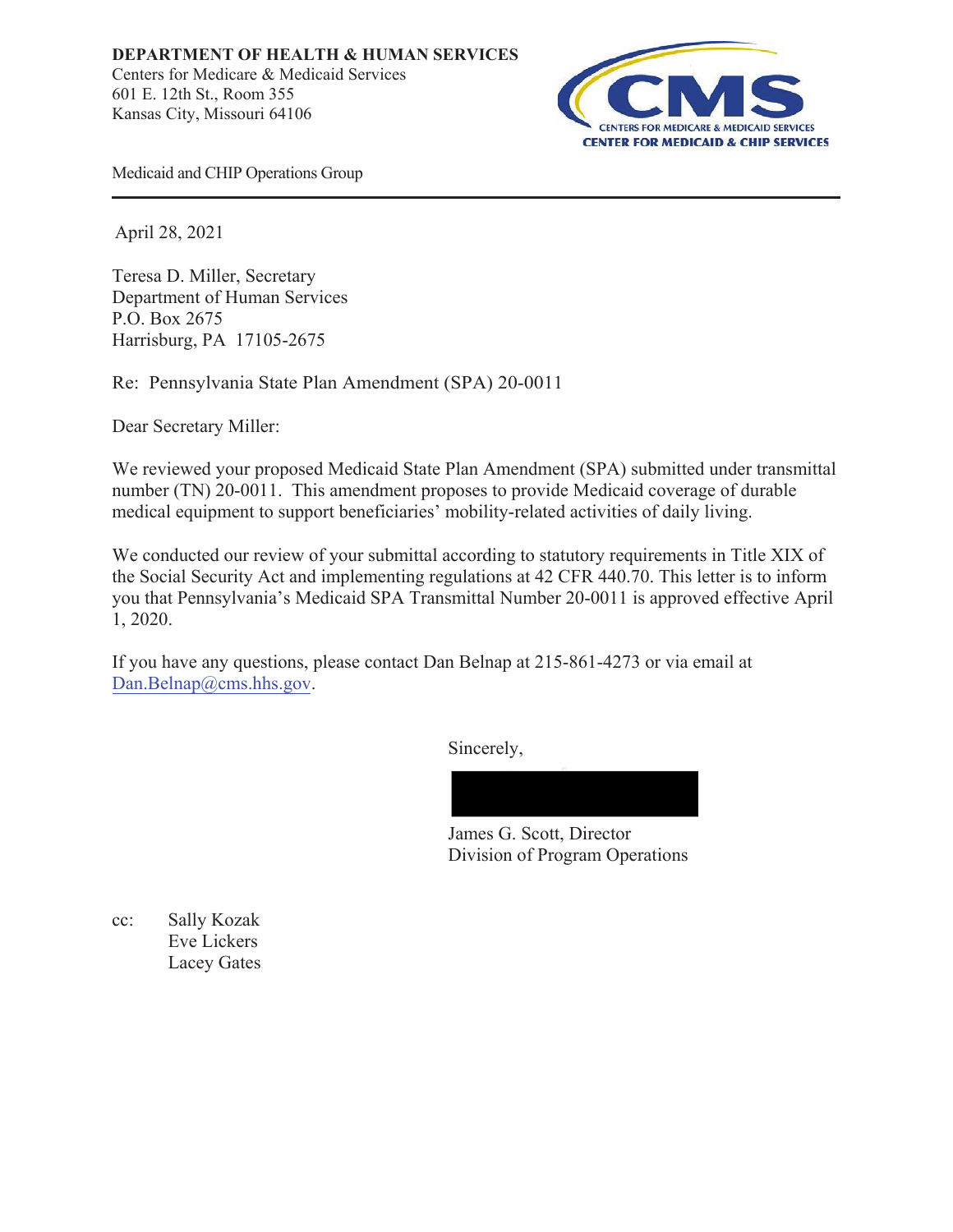**DEPARTMENT OF HEALTH & HUMAN SERVICES**
Centers for Medicare & Medicaid Services
601 E. 12th St., Room 355
Kansas City, Missouri 64106

CMS
CENTERS FOR MEDICARE & MEDICAID SERVICES
CENTER FOR MEDICAID & CHIP SERVICES

Medicaid and CHIP Operations Group

---

April 28, 2021

Teresa D. Miller, Secretary
Department of Human Services
P.O. Box 2675
Harrisburg, PA 17105-2675

Re: Pennsylvania State Plan Amendment (SPA) 20-0011

Dear Secretary Miller:

We reviewed your proposed Medicaid State Plan Amendment (SPA) submitted under transmittal number (TN) 20-0011. This amendment proposes to provide Medicaid coverage of durable medical equipment to support beneficiaries' mobility-related activities of daily living.

We conducted our review of your submittal according to statutory requirements in Title XIX of the Social Security Act and implementing regulations at 42 CFR 440.70. This letter is to inform you that Pennsylvania's Medicaid SPA Transmittal Number 20-0011 is approved effective April 1, 2020.

If you have any questions, please contact Dan Belnap at 215-861-4273 or via email at Dan.Belnap@cms.hhs.gov.

Sincerely,

James G. Scott, Director
Division of Program Operations

cc: Sally Kozak
Eve Lickers
Lacey Gates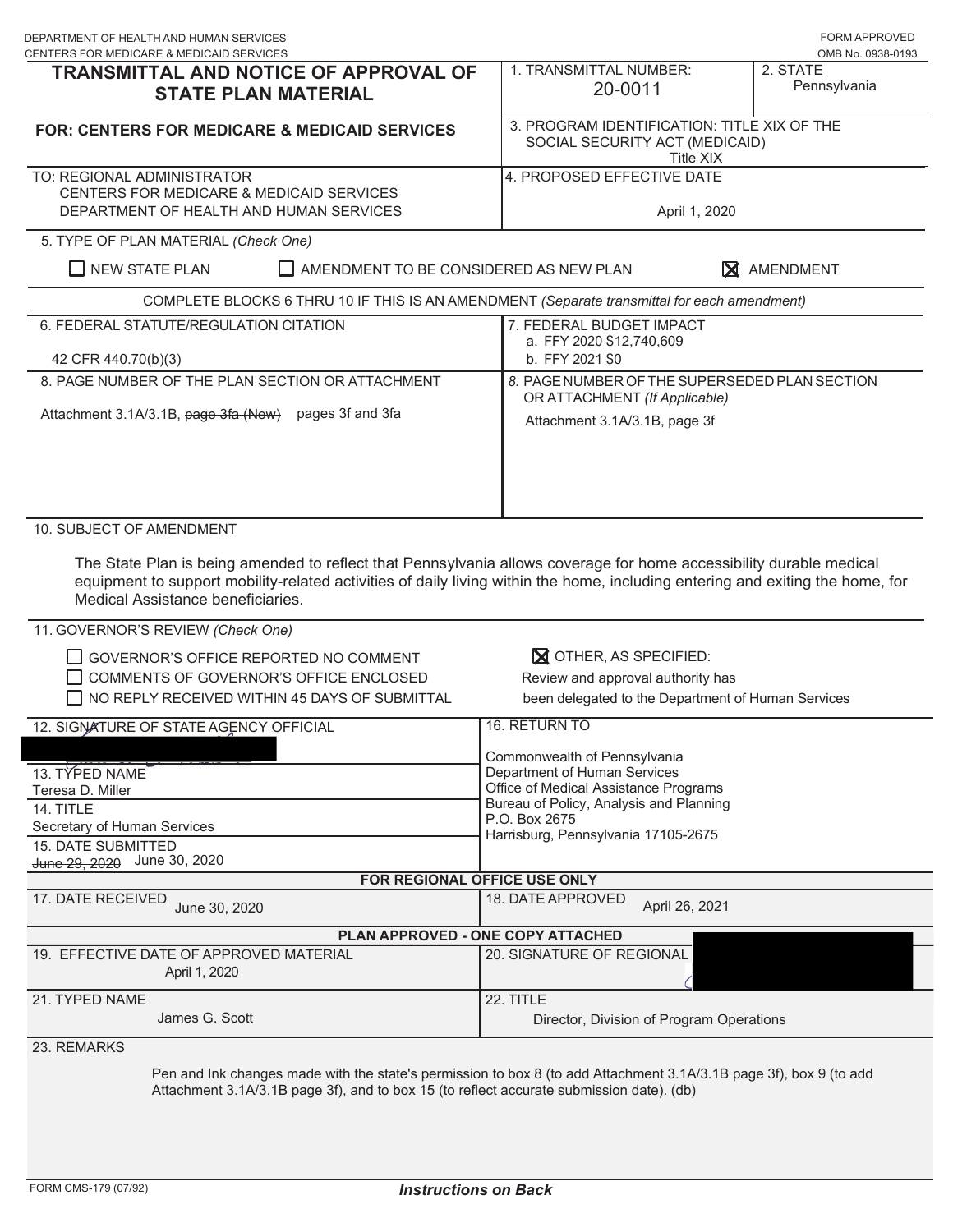DEPARTMENT OF HEALTH AND HUMAN SERVICES
CENTERS FOR MEDICARE & MEDICAID SERVICES

FORM APPROVED
OMB No. 0938-0193

# TRANSMITTAL AND NOTICE OF APPROVAL OF STATE PLAN MATERIAL

**FOR: CENTERS FOR MEDICARE & MEDICAID SERVICES**

1. TRANSMITTAL NUMBER: 20-0011

2. STATE: Pennsylvania

3. PROGRAM IDENTIFICATION: TITLE XIX OF THE SOCIAL SECURITY ACT (MEDICAID) Title XIX

TO: REGIONAL ADMINISTRATOR
CENTERS FOR MEDICARE & MEDICAID SERVICES
DEPARTMENT OF HEALTH AND HUMAN SERVICES

4. PROPOSED EFFECTIVE DATE: April 1, 2020

5. TYPE OF PLAN MATERIAL (*Check One*)

☐ NEW STATE PLAN ☐ AMENDMENT TO BE CONSIDERED AS NEW PLAN ☒ AMENDMENT

COMPLETE BLOCKS 6 THRU 10 IF THIS IS AN AMENDMENT (*Separate transmittal for each amendment*)

| 6. FEDERAL STATUTE/REGULATION CITATION | 7. FEDERAL BUDGET IMPACT |
|---|---|
| 42 CFR 440.70(b)(3) | a. FFY 2020 $12,740,609<br>b. FFY 2021 $0 |
| 8. PAGE NUMBER OF THE PLAN SECTION OR ATTACHMENT | 9. PAGE NUMBER OF THE SUPERSEDED PLAN SECTION OR ATTACHMENT (*If Applicable*) |
| Attachment 3.1A/3.1B, ~~page 3fa (New)~~ pages 3f and 3fa | Attachment 3.1A/3.1B, page 3f |

10. SUBJECT OF AMENDMENT

The State Plan is being amended to reflect that Pennsylvania allows coverage for home accessibility durable medical equipment to support mobility-related activities of daily living within the home, including entering and exiting the home, for Medical Assistance beneficiaries.

11. GOVERNOR'S REVIEW (*Check One*)

☐ GOVERNOR'S OFFICE REPORTED NO COMMENT
☐ COMMENTS OF GOVERNOR'S OFFICE ENCLOSED
☐ NO REPLY RECEIVED WITHIN 45 DAYS OF SUBMITTAL
☒ OTHER, AS SPECIFIED: Review and approval authority has been delegated to the Department of Human Services

| 12. SIGNATURE OF STATE AGENCY OFFICIAL | 16. RETURN TO |
|---|---|
| [redacted] | Commonwealth of Pennsylvania<br>Department of Human Services<br>Office of Medical Assistance Programs<br>Bureau of Policy, Analysis and Planning<br>P.O. Box 2675<br>Harrisburg, Pennsylvania 17105-2675 |
| 13. TYPED NAME<br>Teresa D. Miller | |
| 14. TITLE<br>Secretary of Human Services | |
| 15. DATE SUBMITTED<br>~~June 29, 2020~~ June 30, 2020 | |

**FOR REGIONAL OFFICE USE ONLY**

| 17. DATE RECEIVED | 18. DATE APPROVED |
|---|---|
| June 30, 2020 | April 26, 2021 |

**PLAN APPROVED - ONE COPY ATTACHED**

| 19. EFFECTIVE DATE OF APPROVED MATERIAL | 20. SIGNATURE OF REGIONAL OFFICIAL |
|---|---|
| April 1, 2020 | [redacted] |
| 21. TYPED NAME | 22. TITLE |
| James G. Scott | Director, Division of Program Operations |

23. REMARKS

Pen and Ink changes made with the state's permission to box 8 (to add Attachment 3.1A/3.1B page 3f), box 9 (to add Attachment 3.1A/3.1B page 3f), and to box 15 (to reflect accurate submission date). (db)

FORM CMS-179 (07/92) ***Instructions on Back***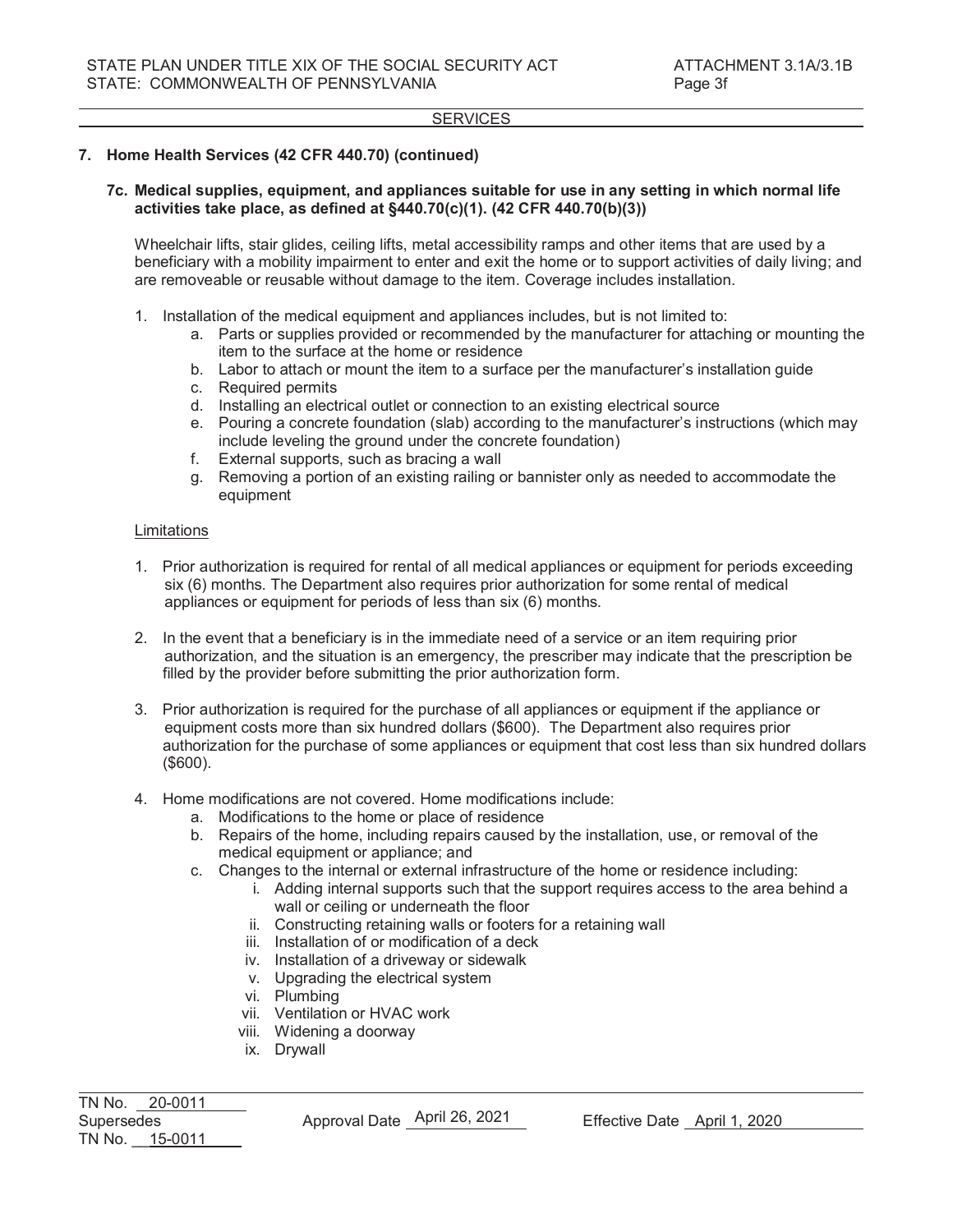## 7. Home Health Services (42 CFR 440.70) (continued)

### 7c. Medical supplies, equipment, and appliances suitable for use in any setting in which normal life activities take place, as defined at §440.70(c)(1). (42 CFR 440.70(b)(3))

Wheelchair lifts, stair glides, ceiling lifts, metal accessibility ramps and other items that are used by a beneficiary with a mobility impairment to enter and exit the home or to support activities of daily living; and are removeable or reusable without damage to the item. Coverage includes installation.

1. Installation of the medical equipment and appliances includes, but is not limited to:
   a. Parts or supplies provided or recommended by the manufacturer for attaching or mounting the item to the surface at the home or residence
   b. Labor to attach or mount the item to a surface per the manufacturer's installation guide
   c. Required permits
   d. Installing an electrical outlet or connection to an existing electrical source
   e. Pouring a concrete foundation (slab) according to the manufacturer's instructions (which may include leveling the ground under the concrete foundation)
   f. External supports, such as bracing a wall
   g. Removing a portion of an existing railing or bannister only as needed to accommodate the equipment

<u>Limitations</u>

1. Prior authorization is required for rental of all medical appliances or equipment for periods exceeding six (6) months. The Department also requires prior authorization for some rental of medical appliances or equipment for periods of less than six (6) months.

2. In the event that a beneficiary is in the immediate need of a service or an item requiring prior authorization, and the situation is an emergency, the prescriber may indicate that the prescription be filled by the provider before submitting the prior authorization form.

3. Prior authorization is required for the purchase of all appliances or equipment if the appliance or equipment costs more than six hundred dollars ($600). The Department also requires prior authorization for the purchase of some appliances or equipment that cost less than six hundred dollars ($600).

4. Home modifications are not covered. Home modifications include:
   a. Modifications to the home or place of residence
   b. Repairs of the home, including repairs caused by the installation, use, or removal of the medical equipment or appliance; and
   c. Changes to the internal or external infrastructure of the home or residence including:
      i. Adding internal supports such that the support requires access to the area behind a wall or ceiling or underneath the floor
      ii. Constructing retaining walls or footers for a retaining wall
      iii. Installation of or modification of a deck
      iv. Installation of a driveway or sidewalk
      v. Upgrading the electrical system
      vi. Plumbing
      vii. Ventilation or HVAC work
      viii. Widening a doorway
      ix. Drywall

TN No. 20-0011
Supersedes
TN No. 15-0011

Approval Date April 26, 2021

Effective Date April 1, 2020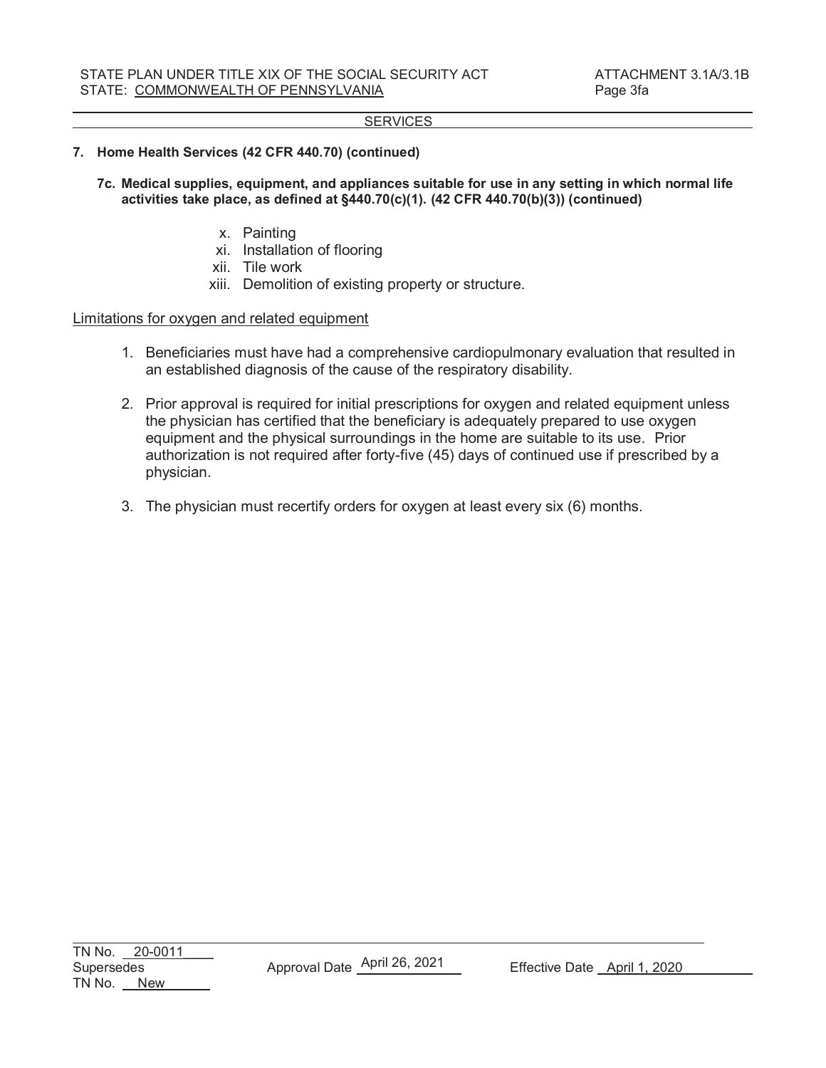**7. Home Health Services (42 CFR 440.70) (continued)**

**7c. Medical supplies, equipment, and appliances suitable for use in any setting in which normal life activities take place, as defined at §440.70(c)(1). (42 CFR 440.70(b)(3)) (continued)**

x. Painting
xi. Installation of flooring
xii. Tile work
xiii. Demolition of existing property or structure.

Limitations for oxygen and related equipment

1. Beneficiaries must have had a comprehensive cardiopulmonary evaluation that resulted in an established diagnosis of the cause of the respiratory disability.

2. Prior approval is required for initial prescriptions for oxygen and related equipment unless the physician has certified that the beneficiary is adequately prepared to use oxygen equipment and the physical surroundings in the home are suitable to its use. Prior authorization is not required after forty-five (45) days of continued use if prescribed by a physician.

3. The physician must recertify orders for oxygen at least every six (6) months.